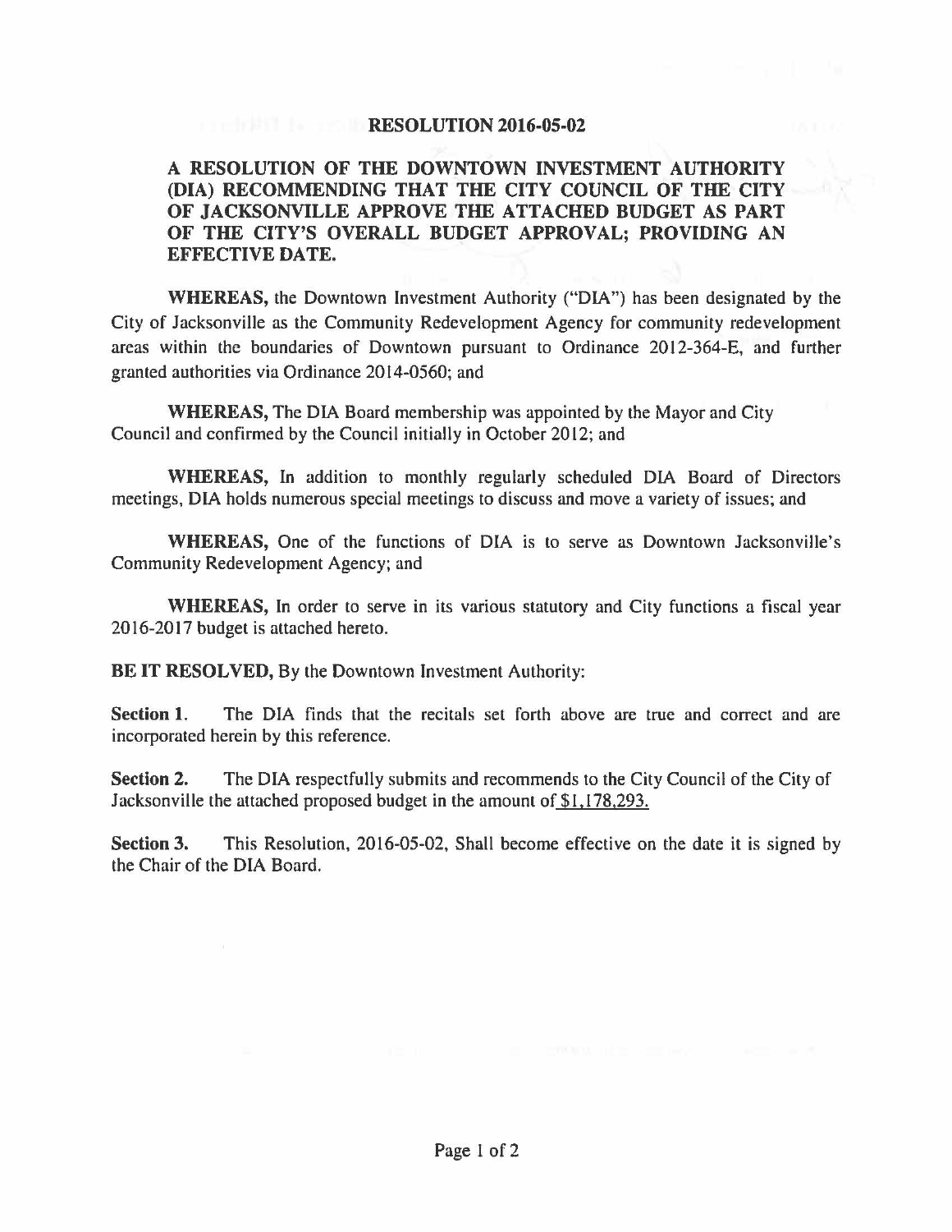# RESOLUTION 2016-05-02

## A RESOLUTION OF THE DOWNTOWN INVESTMENT AUTHORITY (DIA) RECOMMENDING THAT THE CITY COUNCIL OF THE CITY OF JACKSONVILLE APPROVE THE ATTACHED BUDGET AS PART OF THE CITY'S OVERALL BUDGET APPROVAL; PROVIDING AN EFFECTIVE DATE.

**WHEREAS,** the Downtown Investment Authority ("DIA") has been designated by the City of Jacksonville as the Community Redevelopment Agency for community redevelopment areas within the boundaries of Downtown pursuant to Ordinance 2012-364-E, and further granted authorities via Ordinance 2014-0560; and

**WHEREAS,** The DIA Board membership was appointed by the Mayor and City Council and confirmed by the Council initially in October 2012; and

**WHEREAS,** In addition to monthly regularly scheduled DIA Board of Directors meetings, DIA holds numerous special meetings to discuss and move a variety of issues; and

**WHEREAS,** One of the functions of DIA is to serve as Downtown Jacksonville's Community Redevelopment Agency; and

**WHEREAS,** In order to serve in its various statutory and City functions a fiscal year 2016-2017 budget is attached hereto.

**BE IT RESOLVED,** By the Downtown Investment Authority:

**Section 1.** The DIA finds that the recitals set forth above are true and correct and are incorporated herein by this reference.

**Section 2.** The DIA respectfully submits and recommends to the City Council of the City of Jacksonville the attached proposed budget in the amount of $1,178,293.

**Section 3.** This Resolution, 2016-05-02, Shall become effective on the date it is signed by the Chair of the DIA Board.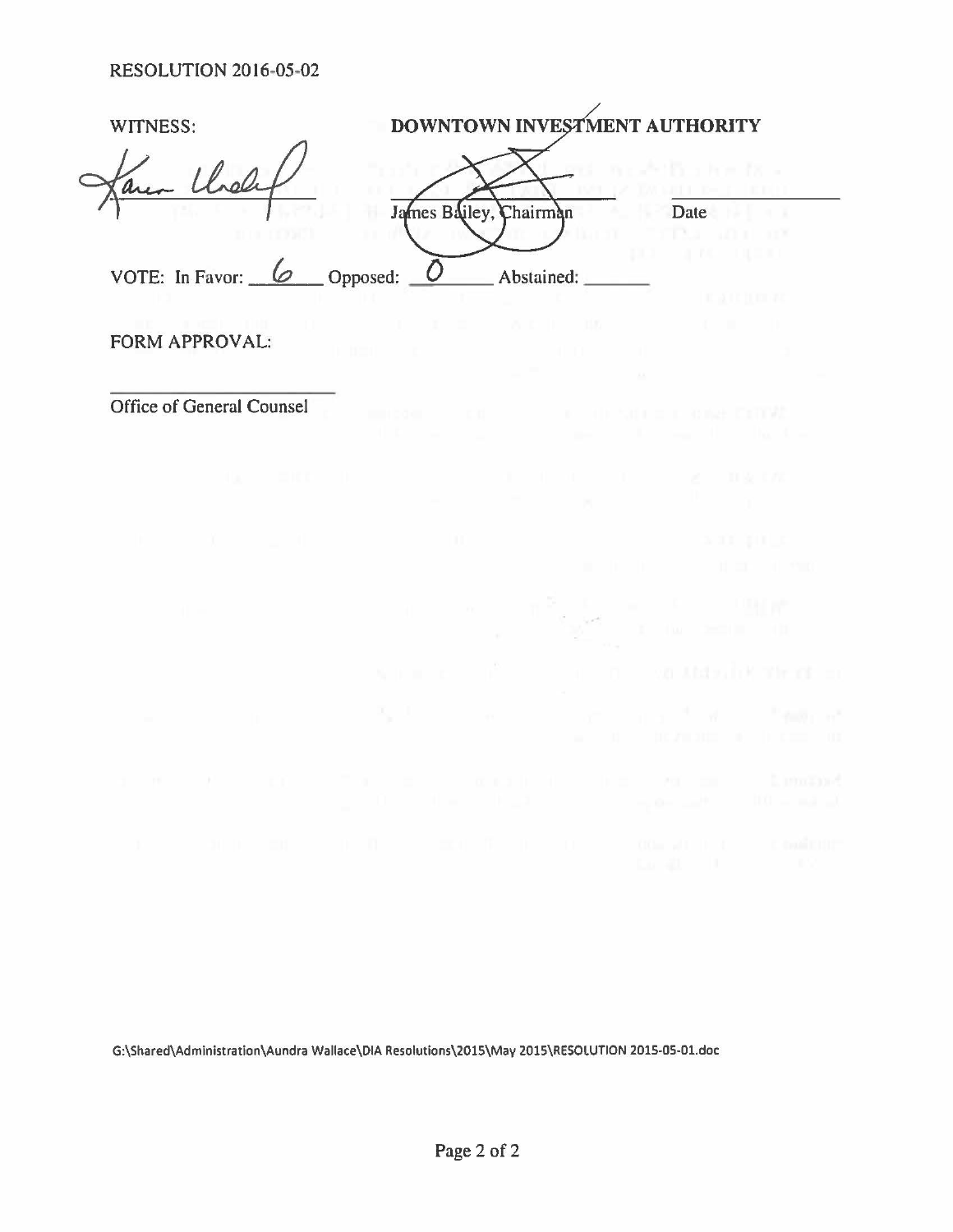RESOLUTION 2016-05-02

WITNESS:

**DOWNTOWN INVESTMENT AUTHORITY**

______________________ ______________________ ______________

James Bailey, Chairman  Date

VOTE: In Favor: 6 Opposed: 0 Abstained: _______

FORM APPROVAL:

______________________

Office of General Counsel

G:\Shared\Administration\Aundra Wallace\DIA Resolutions\2015\May 2015\RESOLUTION 2015-05-01.doc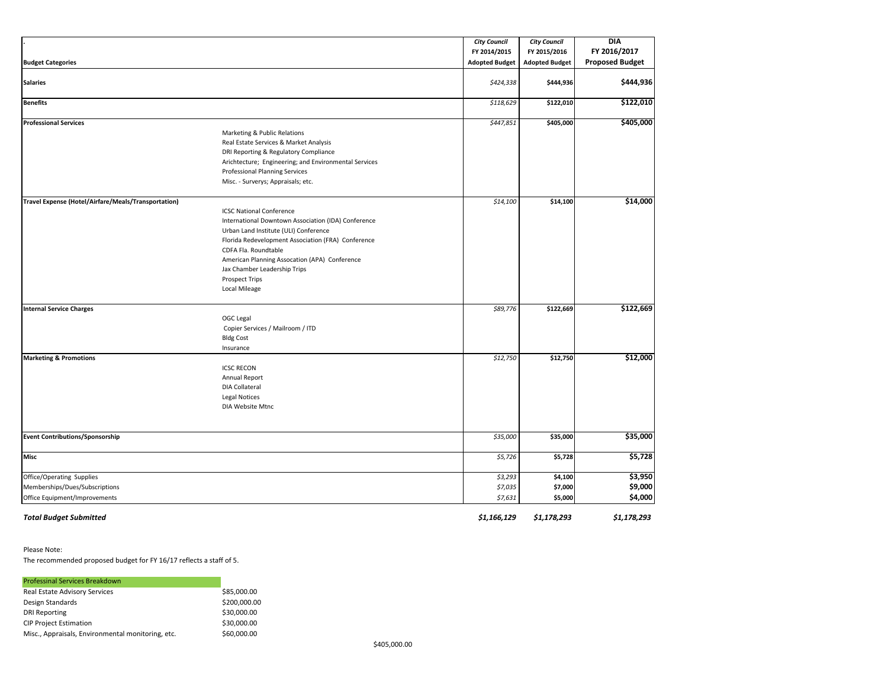| . Budget Categories | | City Council FY 2014/2015 Adopted Budget | City Council FY 2015/2016 Adopted Budget | DIA FY 2016/2017 Proposed Budget |
|---|---|---|---|---|
| **Salaries** | | *$424,338* | **$444,936** | **$444,936** |
| **Benefits** | | *$118,629* | **$122,010** | **$122,010** |
| **Professional Services** | Marketing & Public Relations<br>Real Estate Services & Market Analysis<br>DRI Reporting & Regulatory Compliance<br>Arichtecture; Engineering; and Environmental Services<br>Professional Planning Services<br>Misc. - Surverys; Appraisals; etc. | *$447,851* | **$405,000** | **$405,000** |
| **Travel Expense (Hotel/Airfare/Meals/Transportation)** | ICSC National Conference<br>International Downtown Association (IDA) Conference<br>Urban Land Institute (ULI) Conference<br>Florida Redevelopment Association (FRA) Conference<br>CDFA Fla. Roundtable<br>American Planning Assocation (APA) Conference<br>Jax Chamber Leadership Trips<br>Prospect Trips<br>Local Mileage | *$14,100* | **$14,100** | **$14,000** |
| **Internal Service Charges** | OGC Legal<br>Copier Services / Mailroom / ITD<br>Bldg Cost<br>Insurance | *$89,776* | **$122,669** | **$122,669** |
| **Marketing & Promotions** | ICSC RECON<br>Annual Report<br>DIA Collateral<br>Legal Notices<br>DIA Website Mtnc | *$12,750* | **$12,750** | **$12,000** |
| **Event Contributions/Sponsorship** | | *$35,000* | **$35,000** | **$35,000** |
| **Misc** | | *$5,726* | **$5,728** | **$5,728** |
| Office/Operating Supplies | | *$3,293* | **$4,100** | **$3,950** |
| Memberships/Dues/Subscriptions | | *$7,035* | **$7,000** | **$9,000** |
| Office Equipment/Improvements | | *$7,631* | **$5,000** | **$4,000** |
| ***Total Budget Submitted*** | | ***$1,166,129*** | ***$1,178,293*** | ***$1,178,293*** |

Please Note:

The recommended proposed budget for FY 16/17 reflects a staff of 5.

| Professinal Services Breakdown | |
|---|---|
| Real Estate Advisory Services | $85,000.00 |
| Design Standards | $200,000.00 |
| DRI Reporting | $30,000.00 |
| CIP Project Estimation | $30,000.00 |
| Misc., Appraisals, Environmental monitoring, etc. | $60,000.00 |

$405,000.00